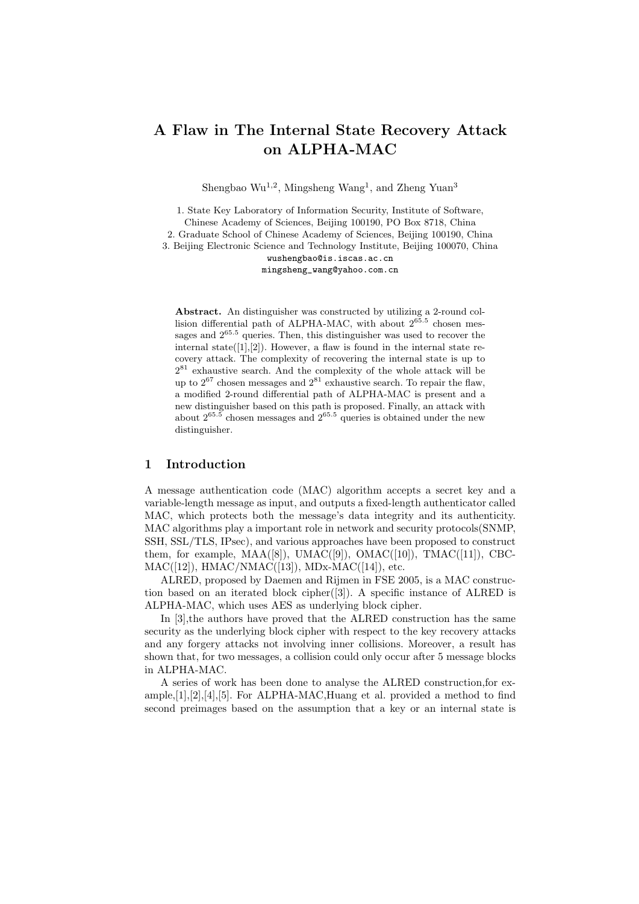# A Flaw in The Internal State Recovery Attack on ALPHA-MAC

Shengbao Wu[1,2], Mingsheng Wang[1], and Zheng Yuan[3]

1. State Key Laboratory of Information Security, Institute of Software, Chinese Academy of Sciences, Beijing 100190, PO Box 8718, China
2. Graduate School of Chinese Academy of Sciences, Beijing 100190, China
3. Beijing Electronic Science and Technology Institute, Beijing 100070, China

wushengbao@is.iscas.ac.cn
mingsheng_wang@yahoo.com.cn

**Abstract.** An distinguisher was constructed by utilizing a 2-round collision differential path of ALPHA-MAC, with about $2^{65.5}$ chosen messages and $2^{65.5}$ queries. Then, this distinguisher was used to recover the internal state([1],[2]). However, a flaw is found in the internal state recovery attack. The complexity of recovering the internal state is up to $2^{81}$ exhaustive search. And the complexity of the whole attack will be up to $2^{67}$ chosen messages and $2^{81}$ exhaustive search. To repair the flaw, a modified 2-round differential path of ALPHA-MAC is present and a new distinguisher based on this path is proposed. Finally, an attack with about $2^{65.5}$ chosen messages and $2^{65.5}$ queries is obtained under the new distinguisher.

## 1 Introduction

A message authentication code (MAC) algorithm accepts a secret key and a variable-length message as input, and outputs a fixed-length authenticator called MAC, which protects both the message's data integrity and its authenticity. MAC algorithms play a important role in network and security protocols(SNMP, SSH, SSL/TLS, IPsec), and various approaches have been proposed to construct them, for example, MAA([8]), UMAC([9]), OMAC([10]), TMAC([11]), CBC-MAC([12]), HMAC/NMAC([13]), MDx-MAC([14]), etc.

ALRED, proposed by Daemen and Rijmen in FSE 2005, is a MAC construction based on an iterated block cipher([3]). A specific instance of ALRED is ALPHA-MAC, which uses AES as underlying block cipher.

In [3],the authors have proved that the ALRED construction has the same security as the underlying block cipher with respect to the key recovery attacks and any forgery attacks not involving inner collisions. Moreover, a result has shown that, for two messages, a collision could only occur after 5 message blocks in ALPHA-MAC.

A series of work has been done to analyse the ALRED construction,for example,[1],[2],[4],[5]. For ALPHA-MAC,Huang et al. provided a method to find second preimages based on the assumption that a key or an internal state is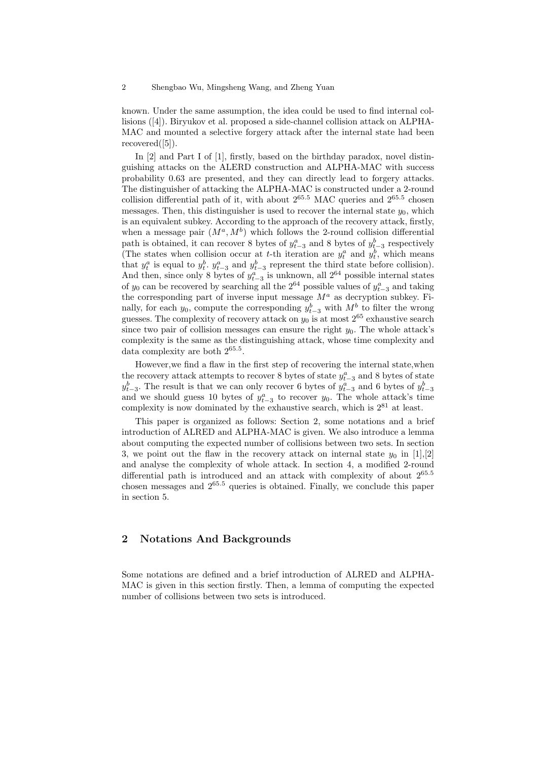known. Under the same assumption, the idea could be used to find internal collisions ([4]). Biryukov et al. proposed a side-channel collision attack on ALPHA-MAC and mounted a selective forgery attack after the internal state had been recovered([5]).

In [2] and Part I of [1], firstly, based on the birthday paradox, novel distinguishing attacks on the ALERD construction and ALPHA-MAC with success probability 0.63 are presented, and they can directly lead to forgery attacks. The distinguisher of attacking the ALPHA-MAC is constructed under a 2-round collision differential path of it, with about $2^{65.5}$ MAC queries and $2^{65.5}$ chosen messages. Then, this distinguisher is used to recover the internal state $y_0$, which is an equivalent subkey. According to the approach of the recovery attack, firstly, when a message pair $(M^a, M^b)$ which follows the 2-round collision differential path is obtained, it can recover 8 bytes of $y^a_{t-3}$ and 8 bytes of $y^b_{t-3}$ respectively (The states when collision occur at $t$-th iteration are $y^a_t$ and $y^b_t$, which means that $y^a_t$ is equal to $y^b_t$. $y^a_{t-3}$ and $y^b_{t-3}$ represent the third state before collision). And then, since only 8 bytes of $y^a_{t-3}$ is unknown, all $2^{64}$ possible internal states of $y_0$ can be recovered by searching all the $2^{64}$ possible values of $y^a_{t-3}$ and taking the corresponding part of inverse input message $M^a$ as decryption subkey. Finally, for each $y_0$, compute the corresponding $y^b_{t-3}$ with $M^b$ to filter the wrong guesses. The complexity of recovery attack on $y_0$ is at most $2^{65}$ exhaustive search since two pair of collision messages can ensure the right $y_0$. The whole attack's complexity is the same as the distinguishing attack, whose time complexity and data complexity are both $2^{65.5}$.

However,we find a flaw in the first step of recovering the internal state,when the recovery attack attempts to recover 8 bytes of state $y^a_{t-3}$ and 8 bytes of state $y^b_{t-3}$. The result is that we can only recover 6 bytes of $y^a_{t-3}$ and 6 bytes of $y^b_{t-3}$ and we should guess 10 bytes of $y^a_{t-3}$ to recover $y_0$. The whole attack's time complexity is now dominated by the exhaustive search, which is $2^{81}$ at least.

This paper is organized as follows: Section 2, some notations and a brief introduction of ALRED and ALPHA-MAC is given. We also introduce a lemma about computing the expected number of collisions between two sets. In section 3, we point out the flaw in the recovery attack on internal state $y_0$ in [1],[2] and analyse the complexity of whole attack. In section 4, a modified 2-round differential path is introduced and an attack with complexity of about $2^{65.5}$ chosen messages and $2^{65.5}$ queries is obtained. Finally, we conclude this paper in section 5.

## 2 Notations And Backgrounds

Some notations are defined and a brief introduction of ALRED and ALPHA-MAC is given in this section firstly. Then, a lemma of computing the expected number of collisions between two sets is introduced.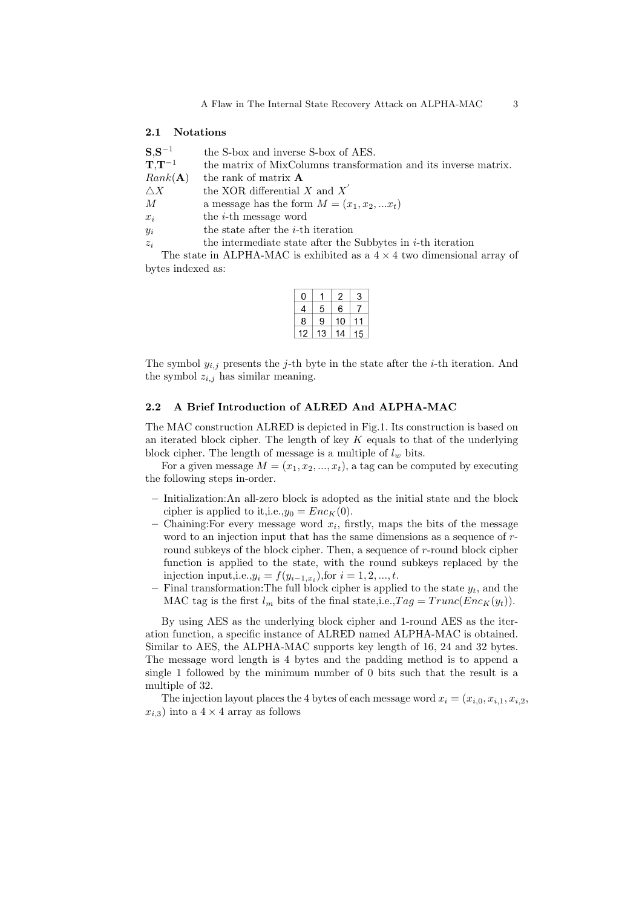### 2.1 Notations

| | |
|---|---|
| $\mathbf{S}$,$\mathbf{S}^{-1}$ | the S-box and inverse S-box of AES. |
| $\mathbf{T}$,$\mathbf{T}^{-1}$ | the matrix of MixColumns transformation and its inverse matrix. |
| $Rank(\mathbf{A})$ | the rank of matrix $\mathbf{A}$ |
| $\triangle X$ | the XOR differential $X$ and $X^{'}$ |
| $M$ | a message has the form $M = (x_1, x_2, ...x_t)$ |
| $x_i$ | the $i$-th message word |
| $y_i$ | the state after the $i$-th iteration |
| $z_i$ | the intermediate state after the Subbytes in $i$-th iteration |

The state in ALPHA-MAC is exhibited as a $4 \times 4$ two dimensional array of bytes indexed as:

| | | | |
|---|---|---|---|
| 0 | 1 | 2 | 3 |
| 4 | 5 | 6 | 7 |
| 8 | 9 | 10 | 11 |
| 12 | 13 | 14 | 15 |

The symbol $y_{i,j}$ presents the $j$-th byte in the state after the $i$-th iteration. And the symbol $z_{i,j}$ has similar meaning.

### 2.2 A Brief Introduction of ALRED And ALPHA-MAC

The MAC construction ALRED is depicted in Fig.1. Its construction is based on an iterated block cipher. The length of key $K$ equals to that of the underlying block cipher. The length of message is a multiple of $l_w$ bits.

For a given message $M = (x_1, x_2, ..., x_t)$, a tag can be computed by executing the following steps in-order.

- Initialization:An all-zero block is adopted as the initial state and the block cipher is applied to it,i.e.,$y_0 = Enc_K(0)$.
- Chaining:For every message word $x_i$, firstly, maps the bits of the message word to an injection input that has the same dimensions as a sequence of $r$-round subkeys of the block cipher. Then, a sequence of $r$-round block cipher function is applied to the state, with the round subkeys replaced by the injection input,i.e.,$y_i = f(y_{i-1,x_i})$,for $i = 1, 2, ..., t$.
- Final transformation:The full block cipher is applied to the state $y_t$, and the MAC tag is the first $l_m$ bits of the final state,i.e.,$Tag = Trunc(Enc_K(y_t))$.

By using AES as the underlying block cipher and 1-round AES as the iteration function, a specific instance of ALRED named ALPHA-MAC is obtained. Similar to AES, the ALPHA-MAC supports key length of 16, 24 and 32 bytes. The message word length is 4 bytes and the padding method is to append a single 1 followed by the minimum number of 0 bits such that the result is a multiple of 32.

The injection layout places the 4 bytes of each message word $x_i = (x_{i,0}, x_{i,1}, x_{i,2}, x_{i,3})$ into a $4 \times 4$ array as follows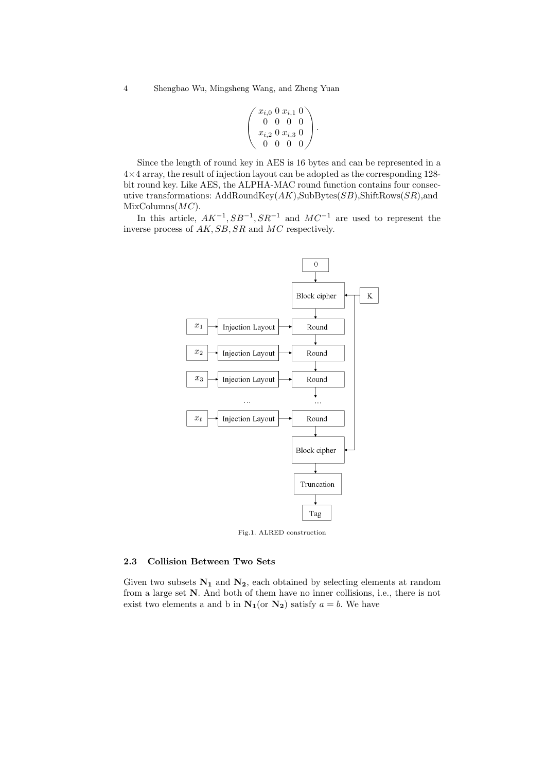$$
\begin{pmatrix}
x_{i,0} & 0 & x_{i,1} & 0 \\
0 & 0 & 0 & 0 \\
x_{i,2} & 0 & x_{i,3} & 0 \\
0 & 0 & 0 & 0
\end{pmatrix}.
$$

Since the length of round key in AES is 16 bytes and can be represented in a $4 \times 4$ array, the result of injection layout can be adopted as the corresponding 128-bit round key. Like AES, the ALPHA-MAC round function contains four consecutive transformations: AddRoundKey($AK$),SubBytes($SB$),ShiftRows($SR$),and MixColumns($MC$).

In this article, $AK^{-1}, SB^{-1}, SR^{-1}$ and $MC^{-1}$ are used to represent the inverse process of $AK, SB, SR$ and $MC$ respectively.

Fig.1. ALRED construction

### 2.3 Collision Between Two Sets

Given two subsets $\mathbf{N_1}$ and $\mathbf{N_2}$, each obtained by selecting elements at random from a large set $\mathbf{N}$. And both of them have no inner collisions, i.e., there is not exist two elements a and b in $\mathbf{N_1}$(or $\mathbf{N_2}$) satisfy $a = b$. We have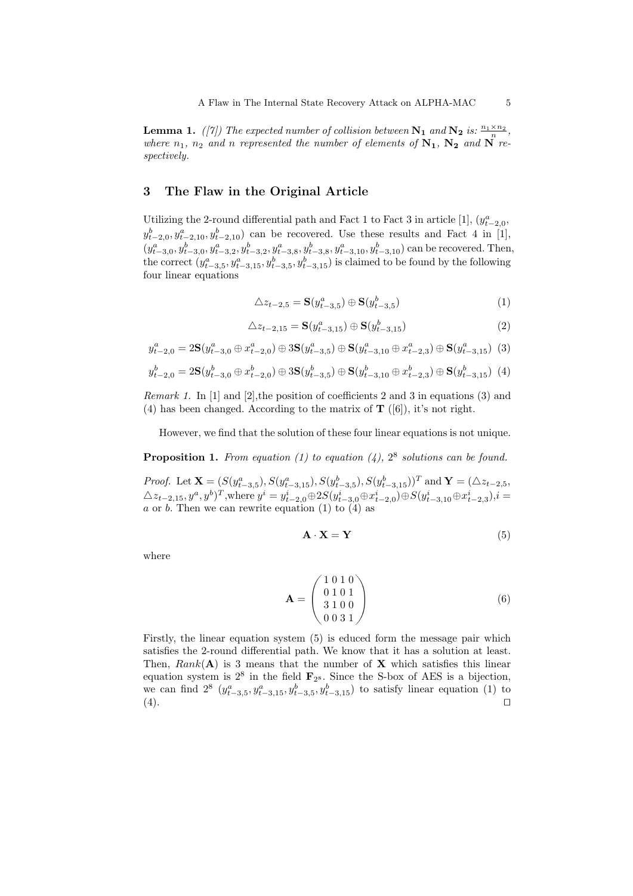**Lemma 1.** *([7]) The expected number of collision between* $\mathbf{N_1}$ *and* $\mathbf{N_2}$ *is:* $\frac{n_1 \times n_2}{n}$*, where* $n_1$*,* $n_2$ *and* $n$ *represented the number of elements of* $\mathbf{N_1}$*,* $\mathbf{N_2}$ *and* $\mathbf{N}$ *respectively.*

## 3 The Flaw in the Original Article

Utilizing the 2-round differential path and Fact 1 to Fact 3 in article [1], $(y^a_{t-2,0}, y^b_{t-2,0}, y^a_{t-2,10}, y^b_{t-2,10})$ can be recovered. Use these results and Fact 4 in [1], $(y^a_{t-3,0}, y^b_{t-3,0}, y^a_{t-3,2}, y^b_{t-3,2}, y^a_{t-3,8}, y^b_{t-3,8}, y^a_{t-3,10}, y^b_{t-3,10})$ can be recovered. Then, the correct $(y^a_{t-3,5}, y^a_{t-3,15}, y^b_{t-3,5}, y^b_{t-3,15})$ is claimed to be found by the following four linear equations

$$\triangle z_{t-2,5} = \mathbf{S}(y^a_{t-3,5}) \oplus \mathbf{S}(y^b_{t-3,5}) \tag{1}$$

$$\triangle z_{t-2,15} = \mathbf{S}(y^a_{t-3,15}) \oplus \mathbf{S}(y^b_{t-3,15}) \tag{2}$$

$$y^a_{t-2,0} = 2\mathbf{S}(y^a_{t-3,0} \oplus x^a_{t-2,0}) \oplus 3\mathbf{S}(y^a_{t-3,5}) \oplus \mathbf{S}(y^a_{t-3,10} \oplus x^a_{t-2,3}) \oplus \mathbf{S}(y^a_{t-3,15}) \tag{3}$$

$$y^b_{t-2,0} = 2\mathbf{S}(y^b_{t-3,0} \oplus x^b_{t-2,0}) \oplus 3\mathbf{S}(y^b_{t-3,5}) \oplus \mathbf{S}(y^b_{t-3,10} \oplus x^b_{t-2,3}) \oplus \mathbf{S}(y^b_{t-3,15}) \tag{4}$$

*Remark 1.* In [1] and [2],the position of coefficients 2 and 3 in equations (3) and (4) has been changed. According to the matrix of $\mathbf{T}$ ([6]), it's not right.

However, we find that the solution of these four linear equations is not unique.

**Proposition 1.** *From equation (1) to equation (4),* $2^8$ *solutions can be found.*

*Proof.* Let $\mathbf{X} = (S(y^a_{t-3,5}), S(y^a_{t-3,15}), S(y^b_{t-3,5}), S(y^b_{t-3,15}))^T$ and $\mathbf{Y} = (\triangle z_{t-2,5}, \triangle z_{t-2,15}, y^a, y^b)^T$,where $y^i = y^i_{t-2,0} \oplus 2S(y^i_{t-3,0} \oplus x^i_{t-2,0}) \oplus S(y^i_{t-3,10} \oplus x^i_{t-2,3})$,$i = a$ or $b$. Then we can rewrite equation (1) to (4) as

$$\mathbf{A} \cdot \mathbf{X} = \mathbf{Y} \tag{5}$$

where

$$\mathbf{A} = \begin{pmatrix} 1\,0\,1\,0 \\ 0\,1\,0\,1 \\ 3\,1\,0\,0 \\ 0\,0\,3\,1 \end{pmatrix} \tag{6}$$

Firstly, the linear equation system (5) is educed form the message pair which satisfies the 2-round differential path. We know that it has a solution at least. Then, $Rank(\mathbf{A})$ is 3 means that the number of $\mathbf{X}$ which satisfies this linear equation system is $2^8$ in the field $\mathbf{F}_{2^8}$. Since the S-box of AES is a bijection, we can find $2^8$ $(y^a_{t-3,5}, y^a_{t-3,15}, y^b_{t-3,5}, y^b_{t-3,15})$ to satisfy linear equation (1) to (4). $\square$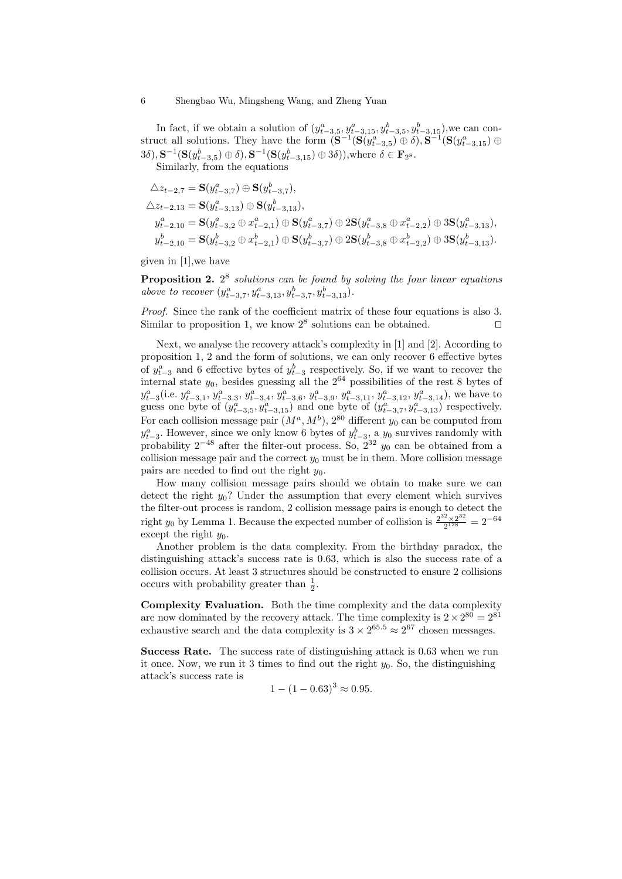In fact, if we obtain a solution of $(y^a_{t-3,5}, y^a_{t-3,15}, y^b_{t-3,5}, y^b_{t-3,15})$,we can construct all solutions. They have the form $(\mathbf{S}^{-1}(\mathbf{S}(y^a_{t-3,5}) \oplus \delta), \mathbf{S}^{-1}(\mathbf{S}(y^a_{t-3,15}) \oplus 3\delta), \mathbf{S}^{-1}(\mathbf{S}(y^b_{t-3,5}) \oplus \delta), \mathbf{S}^{-1}(\mathbf{S}(y^b_{t-3,15}) \oplus 3\delta))$,where $\delta \in \mathbf{F}_{2^8}$.

Similarly, from the equations

$$
\begin{aligned}
\triangle z_{t-2,7} &= \mathbf{S}(y^a_{t-3,7}) \oplus \mathbf{S}(y^b_{t-3,7}),\\
\triangle z_{t-2,13} &= \mathbf{S}(y^a_{t-3,13}) \oplus \mathbf{S}(y^b_{t-3,13}),\\
y^a_{t-2,10} &= \mathbf{S}(y^a_{t-3,2} \oplus x^a_{t-2,1}) \oplus \mathbf{S}(y^a_{t-3,7}) \oplus 2\mathbf{S}(y^a_{t-3,8} \oplus x^a_{t-2,2}) \oplus 3\mathbf{S}(y^a_{t-3,13}),\\
y^b_{t-2,10} &= \mathbf{S}(y^b_{t-3,2} \oplus x^b_{t-2,1}) \oplus \mathbf{S}(y^b_{t-3,7}) \oplus 2\mathbf{S}(y^b_{t-3,8} \oplus x^a_{t-2,2}) \oplus 3\mathbf{S}(y^b_{t-3,13}).
\end{aligned}
$$

given in [1],we have

**Proposition 2.** *$2^8$ solutions can be found by solving the four linear equations above to recover $(y^a_{t-3,7}, y^a_{t-3,13}, y^b_{t-3,7}, y^b_{t-3,13})$.*

*Proof.* Since the rank of the coefficient matrix of these four equations is also 3. Similar to proposition 1, we know $2^8$ solutions can be obtained. □

Next, we analyse the recovery attack's complexity in [1] and [2]. According to proposition 1, 2 and the form of solutions, we can only recover 6 effective bytes of $y^a_{t-3}$ and 6 effective bytes of $y^b_{t-3}$ respectively. So, if we want to recover the internal state $y_0$, besides guessing all the $2^{64}$ possibilities of the rest 8 bytes of $y^a_{t-3}$(i.e. $y^a_{t-3,1}$, $y^a_{t-3,3}$, $y^a_{t-3,4}$, $y^a_{t-3,6}$, $y^a_{t-3,9}$, $y^a_{t-3,11}$, $y^a_{t-3,12}$, $y^a_{t-3,14}$), we have to guess one byte of $(y^a_{t-3,5}, y^a_{t-3,15})$ and one byte of $(y^a_{t-3,7}, y^a_{t-3,13})$ respectively. For each collision message pair $(M^a, M^b)$, $2^{80}$ different $y_0$ can be computed from $y^a_{t-3}$. However, since we only know 6 bytes of $y^b_{t-3}$, a $y_0$ survives randomly with probability $2^{-48}$ after the filter-out process. So, $2^{32}$ $y_0$ can be obtained from a collision message pair and the correct $y_0$ must be in them. More collision message pairs are needed to find out the right $y_0$.

How many collision message pairs should we obtain to make sure we can detect the right $y_0$? Under the assumption that every element which survives the filter-out process is random, 2 collision message pairs is enough to detect the right $y_0$ by Lemma 1. Because the expected number of collision is $\frac{2^{32} \times 2^{32}}{2^{128}} = 2^{-64}$ except the right $y_0$.

Another problem is the data complexity. From the birthday paradox, the distinguishing attack's success rate is 0.63, which is also the success rate of a collision occurs. At least 3 structures should be constructed to ensure 2 collisions occurs with probability greater than $\frac{1}{2}$.

**Complexity Evaluation.** Both the time complexity and the data complexity are now dominated by the recovery attack. The time complexity is $2 \times 2^{80} = 2^{81}$ exhaustive search and the data complexity is $3 \times 2^{65.5} \approx 2^{67}$ chosen messages.

**Success Rate.** The success rate of distinguishing attack is 0.63 when we run it once. Now, we run it 3 times to find out the right $y_0$. So, the distinguishing attack's success rate is

$$1 - (1 - 0.63)^3 \approx 0.95.$$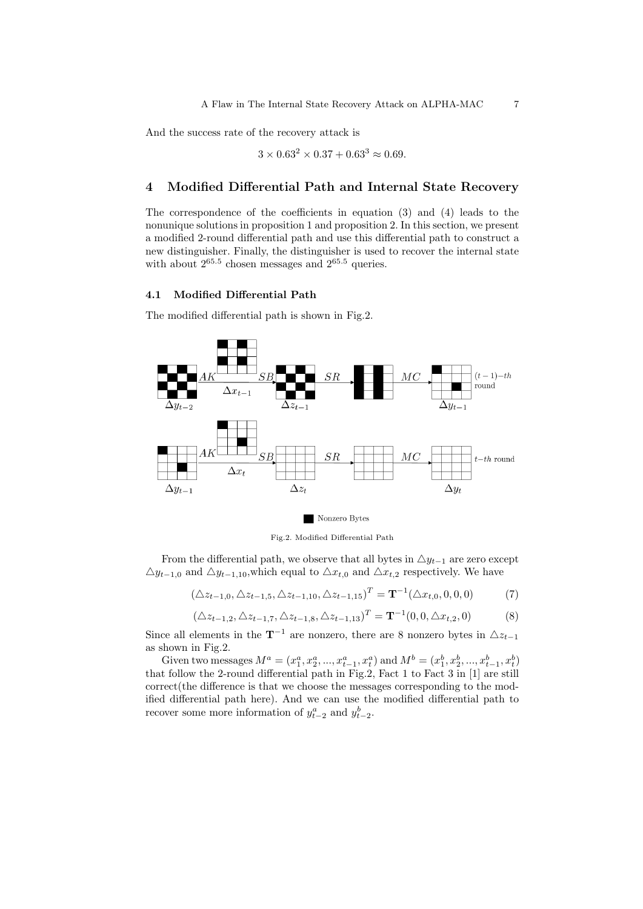And the success rate of the recovery attack is

$$3 \times 0.63^2 \times 0.37 + 0.63^3 \approx 0.69.$$

## 4 Modified Differential Path and Internal State Recovery

The correspondence of the coefficients in equation (3) and (4) leads to the nonunique solutions in proposition 1 and proposition 2. In this section, we present a modified 2-round differential path and use this differential path to construct a new distinguisher. Finally, the distinguisher is used to recover the internal state with about $2^{65.5}$ chosen messages and $2^{65.5}$ queries.

### 4.1 Modified Differential Path

The modified differential path is shown in Fig.2.

Fig.2. Modified Differential Path

From the differential path, we observe that all bytes in $\triangle y_{t-1}$ are zero except $\triangle y_{t-1,0}$ and $\triangle y_{t-1,10}$,which equal to $\triangle x_{t,0}$ and $\triangle x_{t,2}$ respectively. We have

$$(\triangle z_{t-1,0}, \triangle z_{t-1,5}, \triangle z_{t-1,10}, \triangle z_{t-1,15})^T = \mathbf{T}^{-1}(\triangle x_{t,0}, 0, 0, 0) \tag{7}$$

$$(\triangle z_{t-1,2}, \triangle z_{t-1,7}, \triangle z_{t-1,8}, \triangle z_{t-1,13})^T = \mathbf{T}^{-1}(0, 0, \triangle x_{t,2}, 0) \tag{8}$$

Since all elements in the $\mathbf{T}^{-1}$ are nonzero, there are 8 nonzero bytes in $\triangle z_{t-1}$ as shown in Fig.2.

Given two messages $M^a = (x^a_1, x^a_2, ..., x^a_{t-1}, x^a_t)$ and $M^b = (x^b_1, x^b_2, ..., x^b_{t-1}, x^b_t)$ that follow the 2-round differential path in Fig.2, Fact 1 to Fact 3 in [1] are still correct(the difference is that we choose the messages corresponding to the modified differential path here). And we can use the modified differential path to recover some more information of $y^a_{t-2}$ and $y^b_{t-2}$.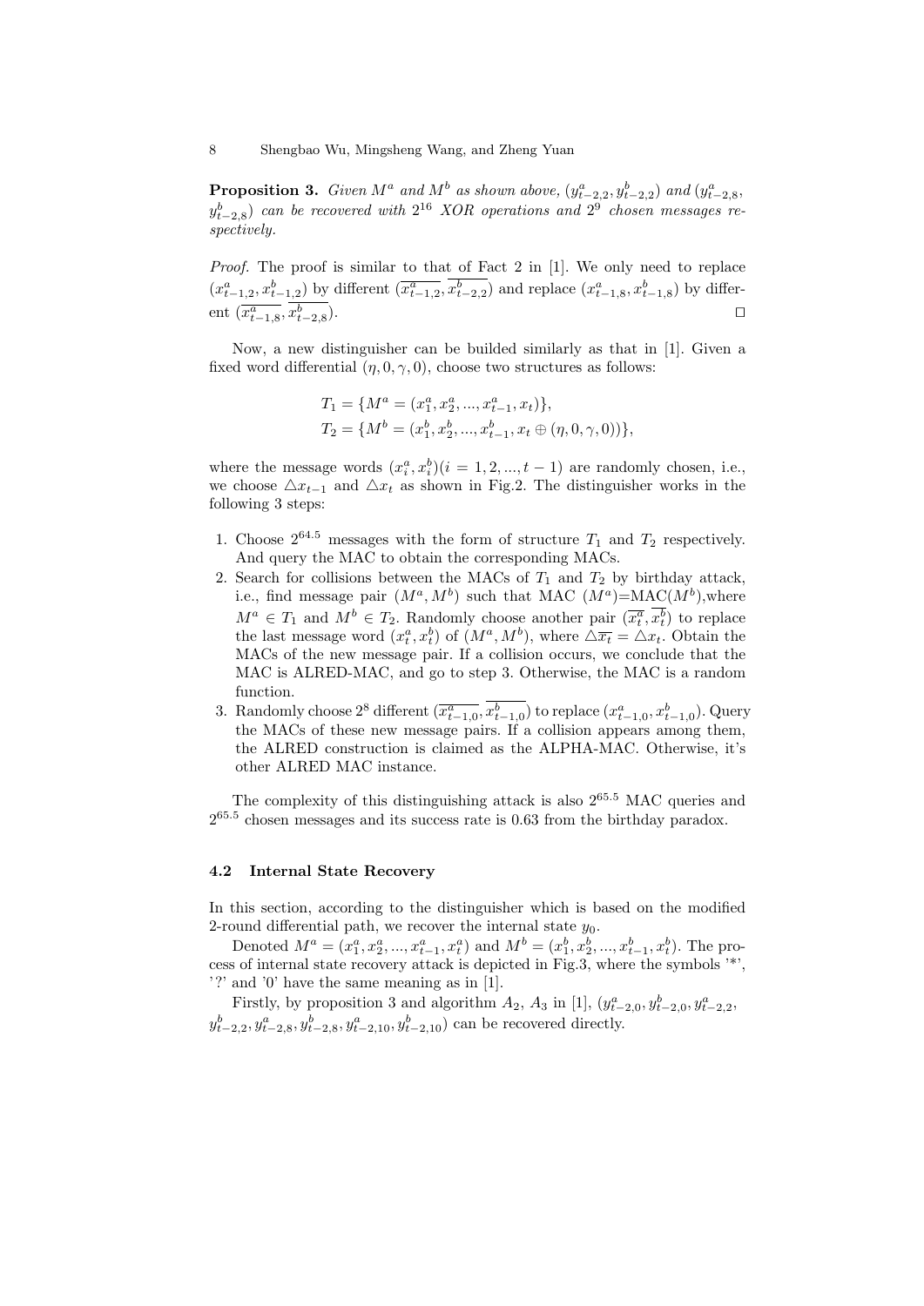**Proposition 3.** *Given $M^a$ and $M^b$ as shown above, $(y^a_{t-2,2}, y^b_{t-2,2})$ and $(y^a_{t-2,8}, y^b_{t-2,8})$ can be recovered with $2^{16}$ XOR operations and $2^9$ chosen messages respectively.*

*Proof.* The proof is similar to that of Fact 2 in [1]. We only need to replace $(x^a_{t-1,2}, x^b_{t-1,2})$ by different $(\overline{x^a_{t-1,2}}, \overline{x^b_{t-2,2}})$ and replace $(x^a_{t-1,8}, x^b_{t-1,8})$ by different $(\overline{x^a_{t-1,8}}, \overline{x^b_{t-2,8}})$. □

Now, a new distinguisher can be builded similarly as that in [1]. Given a fixed word differential $(\eta, 0, \gamma, 0)$, choose two structures as follows:

$$T_1 = \{M^a = (x^a_1, x^a_2, ..., x^a_{t-1}, x_t)\},$$
$$T_2 = \{M^b = (x^b_1, x^b_2, ..., x^b_{t-1}, x_t \oplus (\eta, 0, \gamma, 0))\},$$

where the message words $(x^a_i, x^b_i)(i = 1, 2, ..., t-1)$ are randomly chosen, i.e., we choose $\triangle x_{t-1}$ and $\triangle x_t$ as shown in Fig.2. The distinguisher works in the following 3 steps:

1. Choose $2^{64.5}$ messages with the form of structure $T_1$ and $T_2$ respectively. And query the MAC to obtain the corresponding MACs.
2. Search for collisions between the MACs of $T_1$ and $T_2$ by birthday attack, i.e., find message pair $(M^a, M^b)$ such that MAC $(M^a)$=MAC$(M^b)$,where $M^a \in T_1$ and $M^b \in T_2$. Randomly choose another pair $(\overline{x^a_t}, \overline{x^b_t})$ to replace the last message word $(x^a_t, x^b_t)$ of $(M^a, M^b)$, where $\triangle \overline{x_t} = \triangle x_t$. Obtain the MACs of the new message pair. If a collision occurs, we conclude that the MAC is ALRED-MAC, and go to step 3. Otherwise, the MAC is a random function.
3. Randomly choose $2^8$ different $(\overline{x^a_{t-1,0}}, \overline{x^b_{t-1,0}})$ to replace $(x^a_{t-1,0}, x^b_{t-1,0})$. Query the MACs of these new message pairs. If a collision appears among them, the ALRED construction is claimed as the ALPHA-MAC. Otherwise, it's other ALRED MAC instance.

The complexity of this distinguishing attack is also $2^{65.5}$ MAC queries and $2^{65.5}$ chosen messages and its success rate is 0.63 from the birthday paradox.

### 4.2 Internal State Recovery

In this section, according to the distinguisher which is based on the modified 2-round differential path, we recover the internal state $y_0$.

Denoted $M^a = (x^a_1, x^a_2, ..., x^a_{t-1}, x^a_t)$ and $M^b = (x^b_1, x^b_2, ..., x^b_{t-1}, x^b_t)$. The process of internal state recovery attack is depicted in Fig.3, where the symbols '*', '?' and '0' have the same meaning as in [1].

Firstly, by proposition 3 and algorithm $A_2$, $A_3$ in [1], $(y^a_{t-2,0}, y^b_{t-2,0}, y^a_{t-2,2}, y^b_{t-2,2}, y^a_{t-2,8}, y^b_{t-2,8}, y^a_{t-2,10}, y^b_{t-2,10})$ can be recovered directly.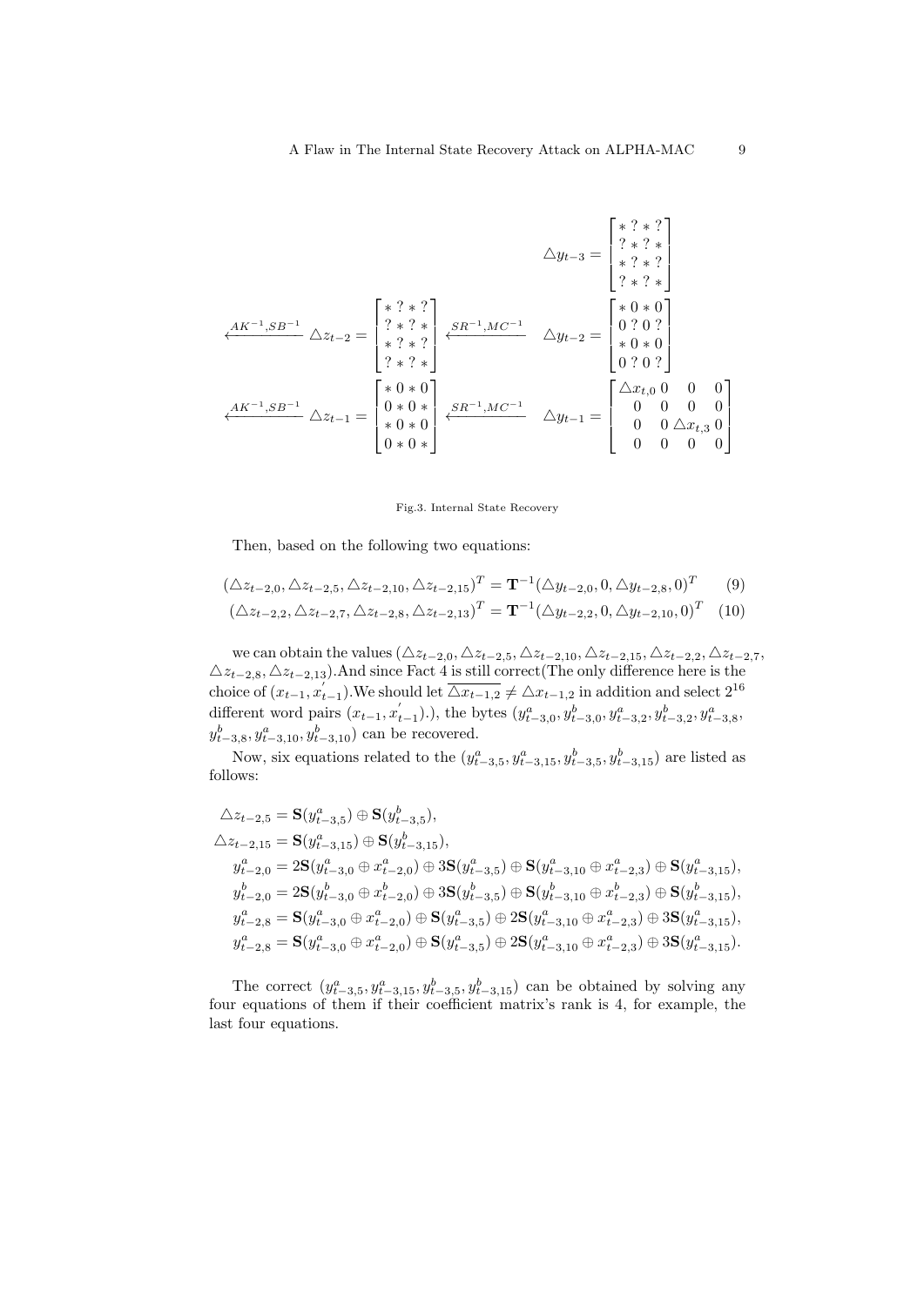$$\triangle y_{t-3} = \begin{bmatrix} * & ? & * & ? \\ ? & * & ? & * \\ * & ? & * & ? \\ ? & * & ? & * \end{bmatrix}$$

$$\xleftarrow{AK^{-1},SB^{-1}} \triangle z_{t-2} = \begin{bmatrix} * & ? & * & ? \\ ? & * & ? & * \\ * & ? & * & ? \\ ? & * & ? & * \end{bmatrix} \xleftarrow{SR^{-1},MC^{-1}} \triangle y_{t-2} = \begin{bmatrix} * & 0 & * & 0 \\ 0 & ? & 0 & ? \\ * & 0 & * & 0 \\ 0 & ? & 0 & ? \end{bmatrix}$$

$$\xleftarrow{AK^{-1},SB^{-1}} \triangle z_{t-1} = \begin{bmatrix} * & 0 & * & 0 \\ 0 & * & 0 & * \\ * & 0 & * & 0 \\ 0 & * & 0 & * \end{bmatrix} \xleftarrow{SR^{-1},MC^{-1}} \triangle y_{t-1} = \begin{bmatrix} \triangle x_{t,0} & 0 & 0 & 0 \\ 0 & 0 & 0 & 0 \\ 0 & 0 & \triangle x_{t,3} & 0 \\ 0 & 0 & 0 & 0 \end{bmatrix}$$

Fig.3. Internal State Recovery

Then, based on the following two equations:

$$(\triangle z_{t-2,0}, \triangle z_{t-2,5}, \triangle z_{t-2,10}, \triangle z_{t-2,15})^T = \mathbf{T}^{-1}(\triangle y_{t-2,0}, 0, \triangle y_{t-2,8}, 0)^T \quad (9)$$

$$(\triangle z_{t-2,2}, \triangle z_{t-2,7}, \triangle z_{t-2,8}, \triangle z_{t-2,13})^T = \mathbf{T}^{-1}(\triangle y_{t-2,2}, 0, \triangle y_{t-2,10}, 0)^T \quad (10)$$

we can obtain the values $(\triangle z_{t-2,0}, \triangle z_{t-2,5}, \triangle z_{t-2,10}, \triangle z_{t-2,15}, \triangle z_{t-2,2}, \triangle z_{t-2,7}, \triangle z_{t-2,8}, \triangle z_{t-2,13})$.And since Fact 4 is still correct(The only difference here is the choice of $(x_{t-1}, x'_{t-1})$.We should let $\overline{\triangle x_{t-1,2}} \neq \triangle x_{t-1,2}$ in addition and select $2^{16}$ different word pairs $(x_{t-1}, x'_{t-1})$.), the bytes $(y^a_{t-3,0}, y^b_{t-3,0}, y^a_{t-3,2}, y^b_{t-3,2}, y^a_{t-3,8}, y^b_{t-3,8}, y^a_{t-3,10}, y^b_{t-3,10})$ can be recovered.

Now, six equations related to the $(y^a_{t-3,5}, y^a_{t-3,15}, y^b_{t-3,5}, y^b_{t-3,15})$ are listed as follows:

$$\begin{aligned}
\triangle z_{t-2,5} &= \mathbf{S}(y^a_{t-3,5}) \oplus \mathbf{S}(y^b_{t-3,5}), \\
\triangle z_{t-2,15} &= \mathbf{S}(y^a_{t-3,15}) \oplus \mathbf{S}(y^b_{t-3,15}), \\
y^a_{t-2,0} &= 2\mathbf{S}(y^a_{t-3,0} \oplus x^a_{t-2,0}) \oplus 3\mathbf{S}(y^a_{t-3,5}) \oplus \mathbf{S}(y^a_{t-3,10} \oplus x^a_{t-2,3}) \oplus \mathbf{S}(y^a_{t-3,15}), \\
y^b_{t-2,0} &= 2\mathbf{S}(y^b_{t-3,0} \oplus x^b_{t-2,0}) \oplus 3\mathbf{S}(y^b_{t-3,5}) \oplus \mathbf{S}(y^b_{t-3,10} \oplus x^b_{t-2,3}) \oplus \mathbf{S}(y^b_{t-3,15}), \\
y^a_{t-2,8} &= \mathbf{S}(y^a_{t-3,0} \oplus x^a_{t-2,0}) \oplus \mathbf{S}(y^a_{t-3,5}) \oplus 2\mathbf{S}(y^a_{t-3,10} \oplus x^a_{t-2,3}) \oplus 3\mathbf{S}(y^a_{t-3,15}), \\
y^a_{t-2,8} &= \mathbf{S}(y^a_{t-3,0} \oplus x^a_{t-2,0}) \oplus \mathbf{S}(y^a_{t-3,5}) \oplus 2\mathbf{S}(y^a_{t-3,10} \oplus x^a_{t-2,3}) \oplus 3\mathbf{S}(y^a_{t-3,15}).
\end{aligned}$$

The correct $(y^a_{t-3,5}, y^a_{t-3,15}, y^b_{t-3,5}, y^b_{t-3,15})$ can be obtained by solving any four equations of them if their coefficient matrix's rank is 4, for example, the last four equations.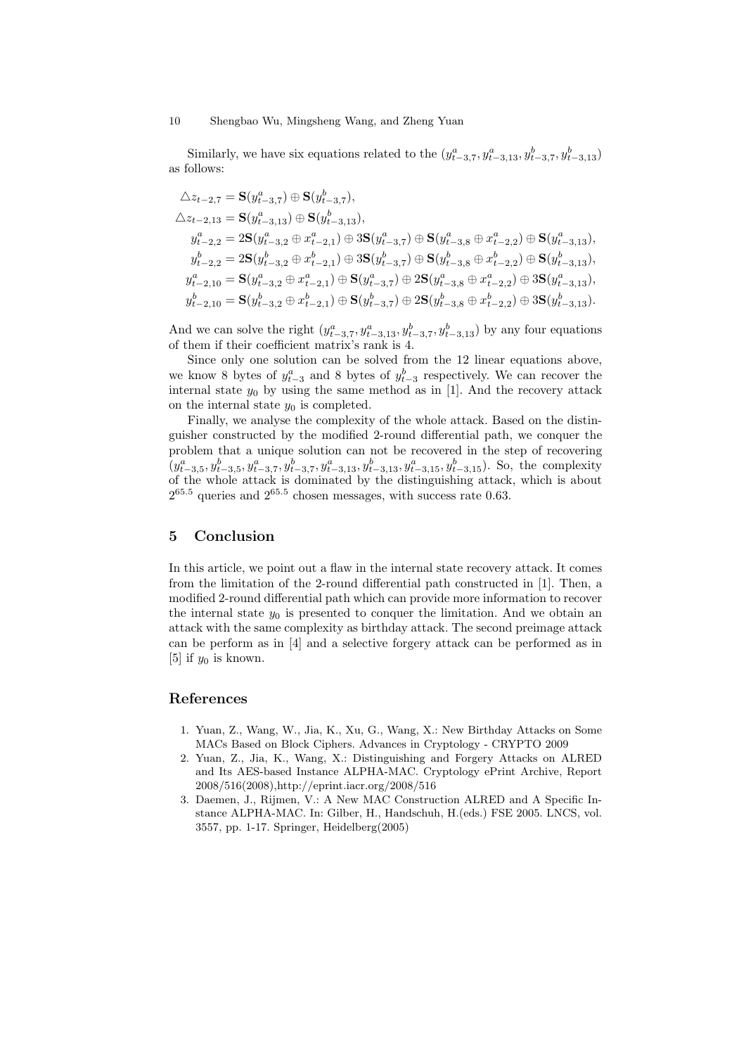Similarly, we have six equations related to the $(y^a_{t-3,7}, y^a_{t-3,13}, y^b_{t-3,7}, y^b_{t-3,13})$ as follows:

$$
\begin{aligned}
\triangle z_{t-2,7} &= \mathbf{S}(y^a_{t-3,7}) \oplus \mathbf{S}(y^b_{t-3,7}),\\
\triangle z_{t-2,13} &= \mathbf{S}(y^a_{t-3,13}) \oplus \mathbf{S}(y^b_{t-3,13}),\\
y^a_{t-2,2} &= 2\mathbf{S}(y^a_{t-3,2} \oplus x^a_{t-2,1}) \oplus 3\mathbf{S}(y^a_{t-3,7}) \oplus \mathbf{S}(y^a_{t-3,8} \oplus x^a_{t-2,2}) \oplus \mathbf{S}(y^a_{t-3,13}),\\
y^b_{t-2,2} &= 2\mathbf{S}(y^b_{t-3,2} \oplus x^b_{t-2,1}) \oplus 3\mathbf{S}(y^b_{t-3,7}) \oplus \mathbf{S}(y^b_{t-3,8} \oplus x^b_{t-2,2}) \oplus \mathbf{S}(y^b_{t-3,13}),\\
y^a_{t-2,10} &= \mathbf{S}(y^a_{t-3,2} \oplus x^a_{t-2,1}) \oplus \mathbf{S}(y^a_{t-3,7}) \oplus 2\mathbf{S}(y^a_{t-3,8} \oplus x^a_{t-2,2}) \oplus 3\mathbf{S}(y^a_{t-3,13}),\\
y^b_{t-2,10} &= \mathbf{S}(y^b_{t-3,2} \oplus x^b_{t-2,1}) \oplus \mathbf{S}(y^b_{t-3,7}) \oplus 2\mathbf{S}(y^b_{t-3,8} \oplus x^b_{t-2,2}) \oplus 3\mathbf{S}(y^b_{t-3,13}).
\end{aligned}
$$

And we can solve the right $(y^a_{t-3,7}, y^a_{t-3,13}, y^b_{t-3,7}, y^b_{t-3,13})$ by any four equations of them if their coefficient matrix's rank is 4.

Since only one solution can be solved from the 12 linear equations above, we know 8 bytes of $y^a_{t-3}$ and 8 bytes of $y^b_{t-3}$ respectively. We can recover the internal state $y_0$ by using the same method as in [1]. And the recovery attack on the internal state $y_0$ is completed.

Finally, we analyse the complexity of the whole attack. Based on the distinguisher constructed by the modified 2-round differential path, we conquer the problem that a unique solution can not be recovered in the step of recovering $(y^a_{t-3,5}, y^b_{t-3,5}, y^a_{t-3,7}, y^b_{t-3,7}, y^a_{t-3,13}, y^b_{t-3,13}, y^a_{t-3,15}, y^b_{t-3,15})$. So, the complexity of the whole attack is dominated by the distinguishing attack, which is about $2^{65.5}$ queries and $2^{65.5}$ chosen messages, with success rate 0.63.

## 5 Conclusion

In this article, we point out a flaw in the internal state recovery attack. It comes from the limitation of the 2-round differential path constructed in [1]. Then, a modified 2-round differential path which can provide more information to recover the internal state $y_0$ is presented to conquer the limitation. And we obtain an attack with the same complexity as birthday attack. The second preimage attack can be perform as in [4] and a selective forgery attack can be performed as in [5] if $y_0$ is known.

## References

1. Yuan, Z., Wang, W., Jia, K., Xu, G., Wang, X.: New Birthday Attacks on Some MACs Based on Block Ciphers. Advances in Cryptology - CRYPTO 2009
2. Yuan, Z., Jia, K., Wang, X.: Distinguishing and Forgery Attacks on ALRED and Its AES-based Instance ALPHA-MAC. Cryptology ePrint Archive, Report 2008/516(2008),http://eprint.iacr.org/2008/516
3. Daemen, J., Rijmen, V.: A New MAC Construction ALRED and A Specific Instance ALPHA-MAC. In: Gilber, H., Handschuh, H.(eds.) FSE 2005. LNCS, vol. 3557, pp. 1-17. Springer, Heidelberg(2005)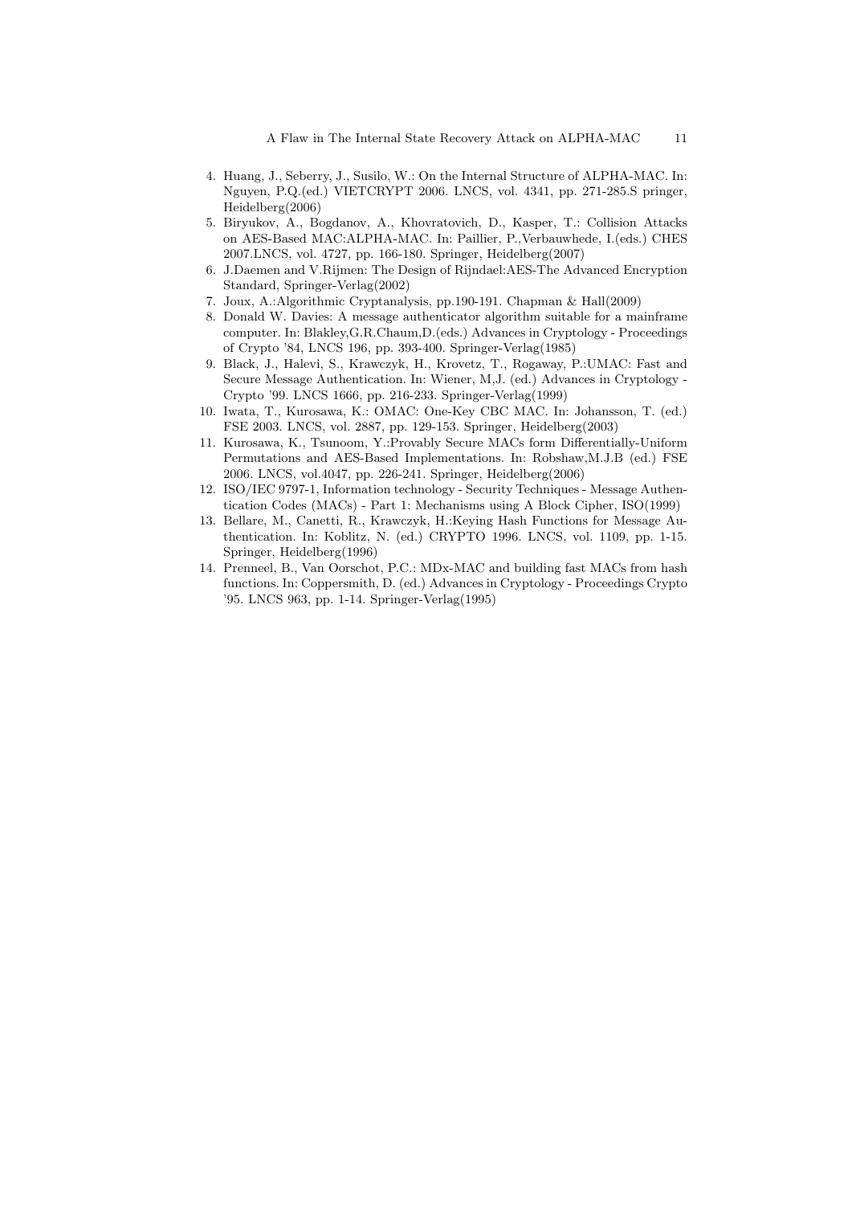4. Huang, J., Seberry, J., Susilo, W.: On the Internal Structure of ALPHA-MAC. In: Nguyen, P.Q.(ed.) VIETCRYPT 2006. LNCS, vol. 4341, pp. 271-285.S pringer, Heidelberg(2006)
5. Biryukov, A., Bogdanov, A., Khovratovich, D., Kasper, T.: Collision Attacks on AES-Based MAC:ALPHA-MAC. In: Paillier, P.,Verbauwhede, I.(eds.) CHES 2007.LNCS, vol. 4727, pp. 166-180. Springer, Heidelberg(2007)
6. J.Daemen and V.Rijmen: The Design of Rijndael:AES-The Advanced Encryption Standard, Springer-Verlag(2002)
7. Joux, A.:Algorithmic Cryptanalysis, pp.190-191. Chapman & Hall(2009)
8. Donald W. Davies: A message authenticator algorithm suitable for a mainframe computer. In: Blakley,G.R.Chaum,D.(eds.) Advances in Cryptology - Proceedings of Crypto '84, LNCS 196, pp. 393-400. Springer-Verlag(1985)
9. Black, J., Halevi, S., Krawczyk, H., Krovetz, T., Rogaway, P.:UMAC: Fast and Secure Message Authentication. In: Wiener, M,J. (ed.) Advances in Cryptology - Crypto '99. LNCS 1666, pp. 216-233. Springer-Verlag(1999)
10. Iwata, T., Kurosawa, K.: OMAC: One-Key CBC MAC. In: Johansson, T. (ed.) FSE 2003. LNCS, vol. 2887, pp. 129-153. Springer, Heidelberg(2003)
11. Kurosawa, K., Tsunoom, Y.:Provably Secure MACs form Differentially-Uniform Permutations and AES-Based Implementations. In: Robshaw,M.J.B (ed.) FSE 2006. LNCS, vol.4047, pp. 226-241. Springer, Heidelberg(2006)
12. ISO/IEC 9797-1, Information technology - Security Techniques - Message Authentication Codes (MACs) - Part 1: Mechanisms using A Block Cipher, ISO(1999)
13. Bellare, M., Canetti, R., Krawczyk, H.:Keying Hash Functions for Message Authentication. In: Koblitz, N. (ed.) CRYPTO 1996. LNCS, vol. 1109, pp. 1-15. Springer, Heidelberg(1996)
14. Prenneel, B., Van Oorschot, P.C.: MDx-MAC and building fast MACs from hash functions. In: Coppersmith, D. (ed.) Advances in Cryptology - Proceedings Crypto '95. LNCS 963, pp. 1-14. Springer-Verlag(1995)